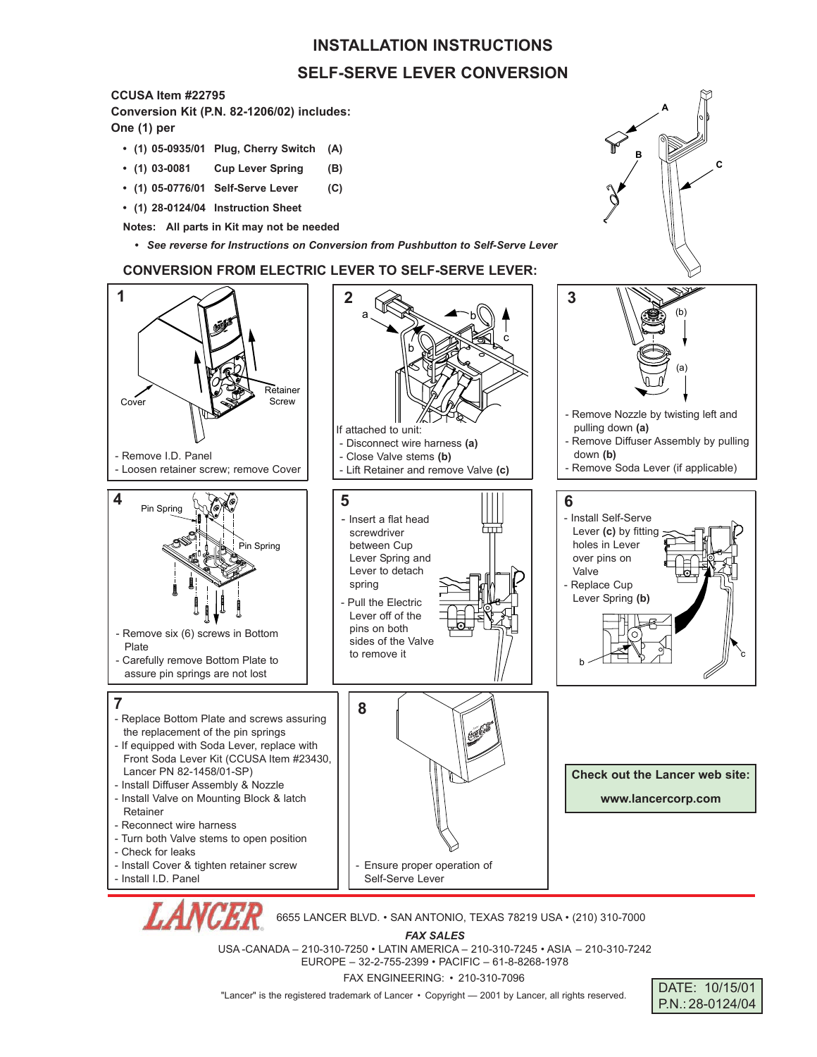# INSTALLATION INSTRUCTIONS

## SELF-SERVE LEVER CONVERSION

**CCUSA Item #22795**
**Conversion Kit (P.N. 82-1206/02) includes:**
**One (1) per**

- **(1) 05-0935/01 Plug, Cherry Switch (A)**
- **(1) 03-0081 Cup Lever Spring (B)**
- **(1) 05-0776/01 Self-Serve Lever (C)**
- **(1) 28-0124/04 Instruction Sheet**

**Notes: All parts in Kit may not be needed**

- ***See reverse for Instructions on Conversion from Pushbutton to Self-Serve Lever***

A
B
C

### CONVERSION FROM ELECTRIC LEVER TO SELF-SERVE LEVER:

**1**

Cover
Retainer Screw

- Remove I.D. Panel
- Loosen retainer screw; remove Cover

**2**

a b b c

If attached to unit:
- Disconnect wire harness **(a)**
- Close Valve stems **(b)**
- Lift Retainer and remove Valve **(c)**

**3**

(b) (a)

- Remove Nozzle by twisting left and pulling down **(a)**
- Remove Diffuser Assembly by pulling down **(b)**
- Remove Soda Lever (if applicable)

**4**

Pin Spring
Pin Spring

- Remove six (6) screws in Bottom Plate
- Carefully remove Bottom Plate to assure pin springs are not lost

**5**

- Insert a flat head screwdriver between Cup Lever Spring and Lever to detach spring
- Pull the Electric Lever off of the pins on both sides of the Valve to remove it

**6**

- Install Self-Serve Lever **(c)** by fitting holes in Lever over pins on Valve
- Replace Cup Lever Spring **(b)**

b c

**7**

- Replace Bottom Plate and screws assuring the replacement of the pin springs
- If equipped with Soda Lever, replace with Front Soda Lever Kit (CCUSA Item #23430, Lancer PN 82-1458/01-SP)
- Install Diffuser Assembly & Nozzle
- Install Valve on Mounting Block & latch Retainer
- Reconnect wire harness
- Turn both Valve stems to open position
- Check for leaks
- Install Cover & tighten retainer screw
- Install I.D. Panel

**8**

- Ensure proper operation of Self-Serve Lever

**Check out the Lancer web site:**

**www.lancercorp.com**

LANCER 6655 LANCER BLVD. • SAN ANTONIO, TEXAS 78219 USA • (210) 310-7000

***FAX SALES***

USA-CANADA – 210-310-7250 • LATIN AMERICA – 210-310-7245 • ASIA – 210-310-7242
EUROPE – 32-2-755-2399 • PACIFIC – 61-8-8268-1978

FAX ENGINEERING: • 210-310-7096

"Lancer" is the registered trademark of Lancer • Copyright — 2001 by Lancer, all rights reserved.

DATE: 10/15/01
P.N.: 28-0124/04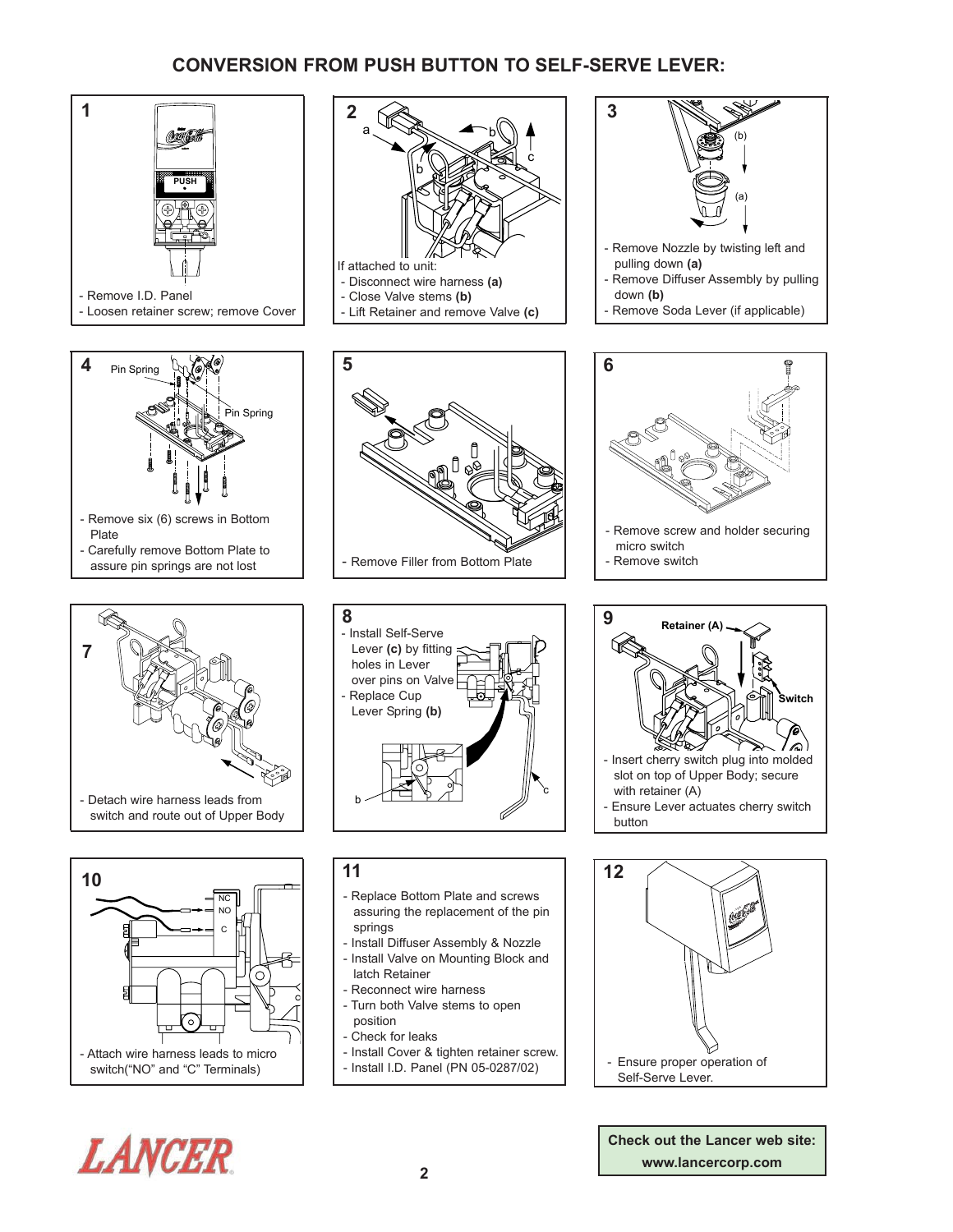## CONVERSION FROM PUSH BUTTON TO SELF-SERVE LEVER:

**1**

- Remove I.D. Panel
- Loosen retainer screw; remove Cover

**2**

If attached to unit:
- Disconnect wire harness **(a)**
- Close Valve stems **(b)**
- Lift Retainer and remove Valve **(c)**

**3**

- Remove Nozzle by twisting left and pulling down **(a)**
- Remove Diffuser Assembly by pulling down **(b)**
- Remove Soda Lever (if applicable)

**4**

- Remove six (6) screws in Bottom Plate
- Carefully remove Bottom Plate to assure pin springs are not lost

**5**

- Remove Filler from Bottom Plate

**6**

- Remove screw and holder securing micro switch
- Remove switch

**7**

- Detach wire harness leads from switch and route out of Upper Body

**8**

- Install Self-Serve Lever **(c)** by fitting holes in Lever over pins on Valve
- Replace Cup Lever Spring **(b)**

**9**

- Insert cherry switch plug into molded slot on top of Upper Body; secure with retainer (A)
- Ensure Lever actuates cherry switch button

**10**

- Attach wire harness leads to micro switch("NO" and "C" Terminals)

**11**

- Replace Bottom Plate and screws assuring the replacement of the pin springs
- Install Diffuser Assembly & Nozzle
- Install Valve on Mounting Block and latch Retainer
- Reconnect wire harness
- Turn both Valve stems to open position
- Check for leaks
- Install Cover & tighten retainer screw.
- Install I.D. Panel (PN 05-0287/02)

**12**

- Ensure proper operation of Self-Serve Lever.

LANCER

**Check out the Lancer web site:**
**www.lancercorp.com**